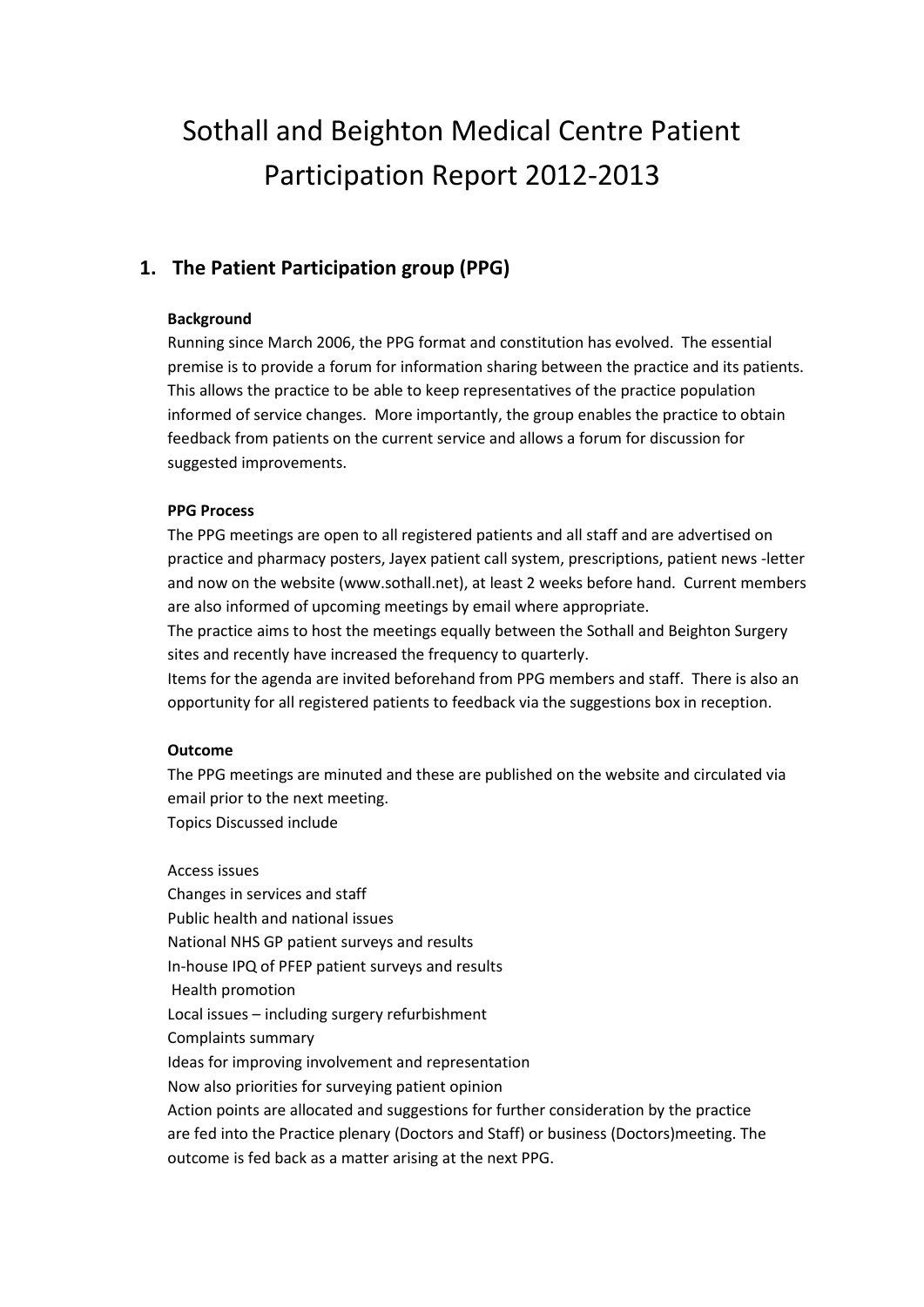# Sothall and Beighton Medical Centre Patient Participation Report 2012-2013

## 1. The Patient Participation group (PPG)

**Background**

Running since March 2006, the PPG format and constitution has evolved. The essential premise is to provide a forum for information sharing between the practice and its patients. This allows the practice to be able to keep representatives of the practice population informed of service changes. More importantly, the group enables the practice to obtain feedback from patients on the current service and allows a forum for discussion for suggested improvements.

**PPG Process**

The PPG meetings are open to all registered patients and all staff and are advertised on practice and pharmacy posters, Jayex patient call system, prescriptions, patient news -letter and now on the website (www.sothall.net), at least 2 weeks before hand. Current members are also informed of upcoming meetings by email where appropriate.

The practice aims to host the meetings equally between the Sothall and Beighton Surgery sites and recently have increased the frequency to quarterly.

Items for the agenda are invited beforehand from PPG members and staff. There is also an opportunity for all registered patients to feedback via the suggestions box in reception.

**Outcome**

The PPG meetings are minuted and these are published on the website and circulated via email prior to the next meeting.

Topics Discussed include

Access issues
Changes in services and staff
Public health and national issues
National NHS GP patient surveys and results
In-house IPQ of PFEP patient surveys and results
Health promotion
Local issues – including surgery refurbishment
Complaints summary
Ideas for improving involvement and representation
Now also priorities for surveying patient opinion

Action points are allocated and suggestions for further consideration by the practice are fed into the Practice plenary (Doctors and Staff) or business (Doctors)meeting. The outcome is fed back as a matter arising at the next PPG.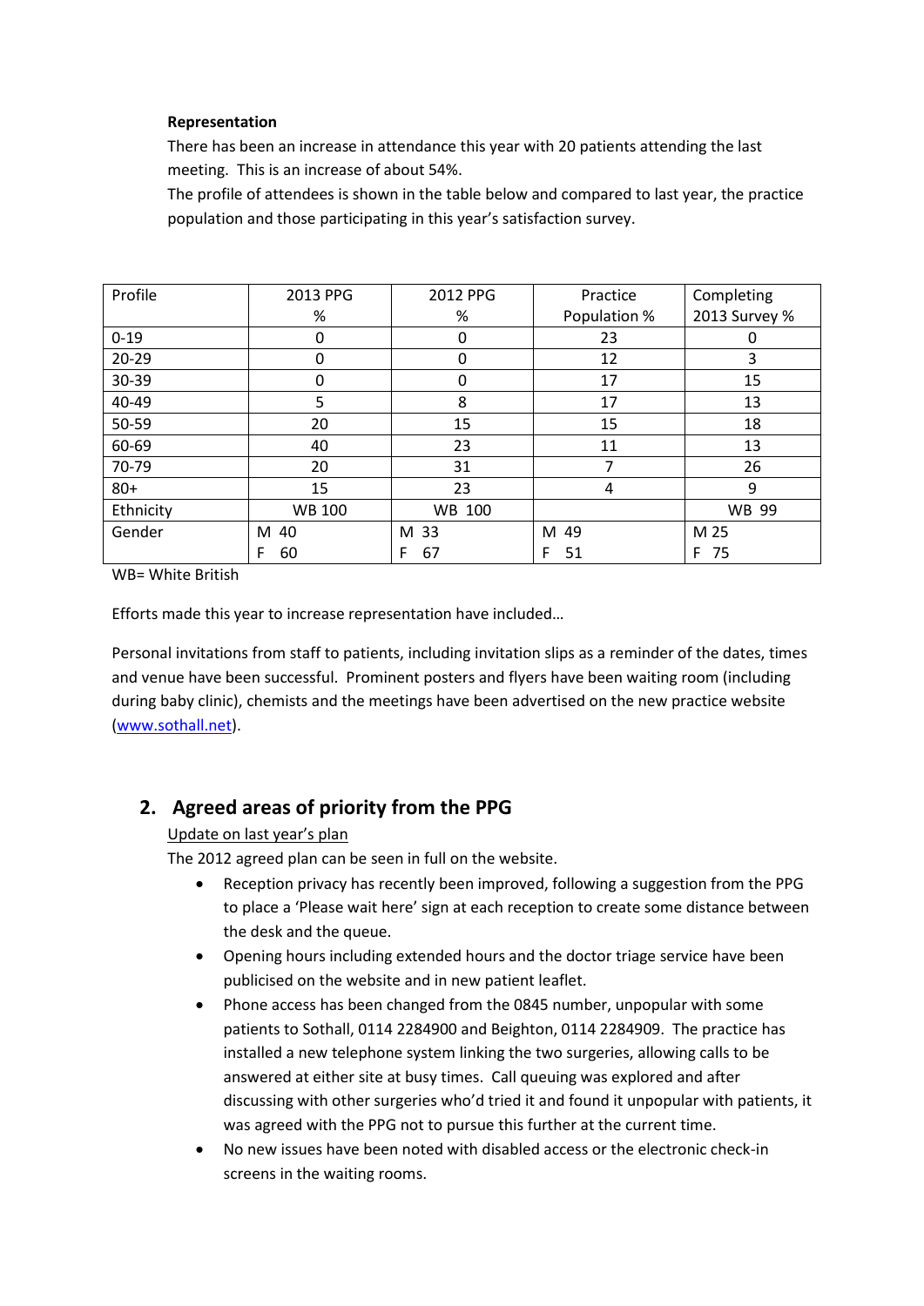**Representation**

There has been an increase in attendance this year with 20 patients attending the last meeting. This is an increase of about 54%.

The profile of attendees is shown in the table below and compared to last year, the practice population and those participating in this year's satisfaction survey.

| Profile | 2013 PPG % | 2012 PPG % | Practice Population % | Completing 2013 Survey % |
|---|---|---|---|---|
| 0-19 | 0 | 0 | 23 | 0 |
| 20-29 | 0 | 0 | 12 | 3 |
| 30-39 | 0 | 0 | 17 | 15 |
| 40-49 | 5 | 8 | 17 | 13 |
| 50-59 | 20 | 15 | 15 | 18 |
| 60-69 | 40 | 23 | 11 | 13 |
| 70-79 | 20 | 31 | 7 | 26 |
| 80+ | 15 | 23 | 4 | 9 |
| Ethnicity | WB 100 | WB 100 | | WB 99 |
| Gender | M 40<br>F 60 | M 33<br>F 67 | M 49<br>F 51 | M 25<br>F 75 |

WB= White British

Efforts made this year to increase representation have included…

Personal invitations from staff to patients, including invitation slips as a reminder of the dates, times and venue have been successful. Prominent posters and flyers have been waiting room (including during baby clinic), chemists and the meetings have been advertised on the new practice website (www.sothall.net).

## 2. Agreed areas of priority from the PPG

Update on last year's plan

The 2012 agreed plan can be seen in full on the website.

- Reception privacy has recently been improved, following a suggestion from the PPG to place a 'Please wait here' sign at each reception to create some distance between the desk and the queue.
- Opening hours including extended hours and the doctor triage service have been publicised on the website and in new patient leaflet.
- Phone access has been changed from the 0845 number, unpopular with some patients to Sothall, 0114 2284900 and Beighton, 0114 2284909. The practice has installed a new telephone system linking the two surgeries, allowing calls to be answered at either site at busy times. Call queuing was explored and after discussing with other surgeries who'd tried it and found it unpopular with patients, it was agreed with the PPG not to pursue this further at the current time.
- No new issues have been noted with disabled access or the electronic check-in screens in the waiting rooms.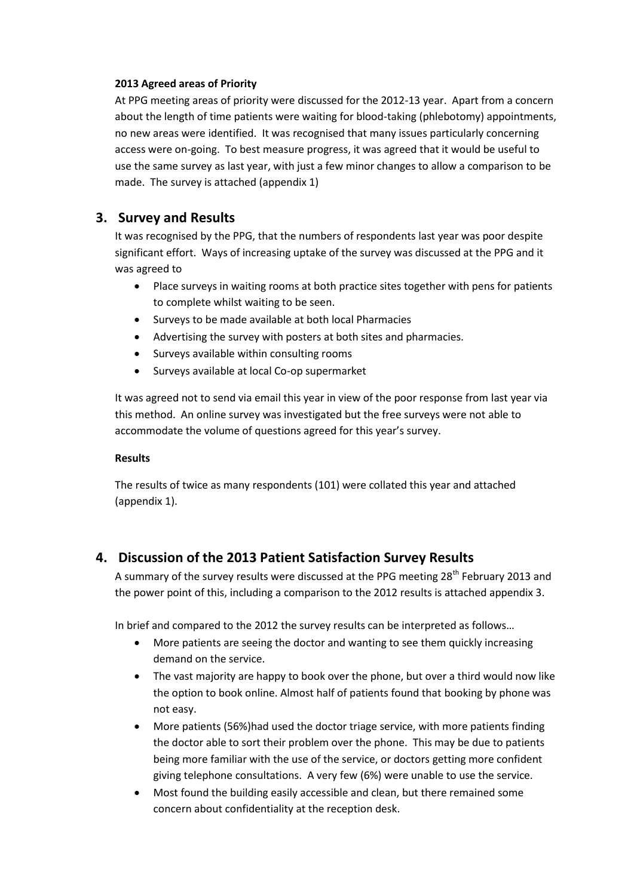**2013 Agreed areas of Priority**

At PPG meeting areas of priority were discussed for the 2012-13 year. Apart from a concern about the length of time patients were waiting for blood-taking (phlebotomy) appointments, no new areas were identified. It was recognised that many issues particularly concerning access were on-going. To best measure progress, it was agreed that it would be useful to use the same survey as last year, with just a few minor changes to allow a comparison to be made. The survey is attached (appendix 1)

## 3. Survey and Results

It was recognised by the PPG, that the numbers of respondents last year was poor despite significant effort. Ways of increasing uptake of the survey was discussed at the PPG and it was agreed to

- Place surveys in waiting rooms at both practice sites together with pens for patients to complete whilst waiting to be seen.
- Surveys to be made available at both local Pharmacies
- Advertising the survey with posters at both sites and pharmacies.
- Surveys available within consulting rooms
- Surveys available at local Co-op supermarket

It was agreed not to send via email this year in view of the poor response from last year via this method. An online survey was investigated but the free surveys were not able to accommodate the volume of questions agreed for this year's survey.

**Results**

The results of twice as many respondents (101) were collated this year and attached (appendix 1).

## 4. Discussion of the 2013 Patient Satisfaction Survey Results

A summary of the survey results were discussed at the PPG meeting 28th February 2013 and the power point of this, including a comparison to the 2012 results is attached appendix 3.

In brief and compared to the 2012 the survey results can be interpreted as follows…

- More patients are seeing the doctor and wanting to see them quickly increasing demand on the service.
- The vast majority are happy to book over the phone, but over a third would now like the option to book online. Almost half of patients found that booking by phone was not easy.
- More patients (56%)had used the doctor triage service, with more patients finding the doctor able to sort their problem over the phone. This may be due to patients being more familiar with the use of the service, or doctors getting more confident giving telephone consultations. A very few (6%) were unable to use the service.
- Most found the building easily accessible and clean, but there remained some concern about confidentiality at the reception desk.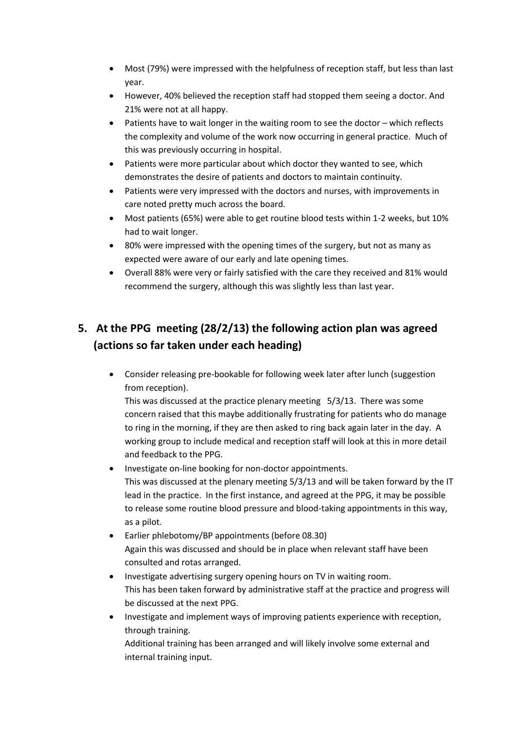- Most (79%) were impressed with the helpfulness of reception staff, but less than last year.
- However, 40% believed the reception staff had stopped them seeing a doctor. And 21% were not at all happy.
- Patients have to wait longer in the waiting room to see the doctor – which reflects the complexity and volume of the work now occurring in general practice. Much of this was previously occurring in hospital.
- Patients were more particular about which doctor they wanted to see, which demonstrates the desire of patients and doctors to maintain continuity.
- Patients were very impressed with the doctors and nurses, with improvements in care noted pretty much across the board.
- Most patients (65%) were able to get routine blood tests within 1-2 weeks, but 10% had to wait longer.
- 80% were impressed with the opening times of the surgery, but not as many as expected were aware of our early and late opening times.
- Overall 88% were very or fairly satisfied with the care they received and 81% would recommend the surgery, although this was slightly less than last year.

## 5. At the PPG meeting (28/2/13) the following action plan was agreed (actions so far taken under each heading)

- Consider releasing pre-bookable for following week later after lunch (suggestion from reception).
  This was discussed at the practice plenary meeting 5/3/13. There was some concern raised that this maybe additionally frustrating for patients who do manage to ring in the morning, if they are then asked to ring back again later in the day. A working group to include medical and reception staff will look at this in more detail and feedback to the PPG.
- Investigate on-line booking for non-doctor appointments.
  This was discussed at the plenary meeting 5/3/13 and will be taken forward by the IT lead in the practice. In the first instance, and agreed at the PPG, it may be possible to release some routine blood pressure and blood-taking appointments in this way, as a pilot.
- Earlier phlebotomy/BP appointments (before 08.30)
  Again this was discussed and should be in place when relevant staff have been consulted and rotas arranged.
- Investigate advertising surgery opening hours on TV in waiting room.
  This has been taken forward by administrative staff at the practice and progress will be discussed at the next PPG.
- Investigate and implement ways of improving patients experience with reception, through training.
  Additional training has been arranged and will likely involve some external and internal training input.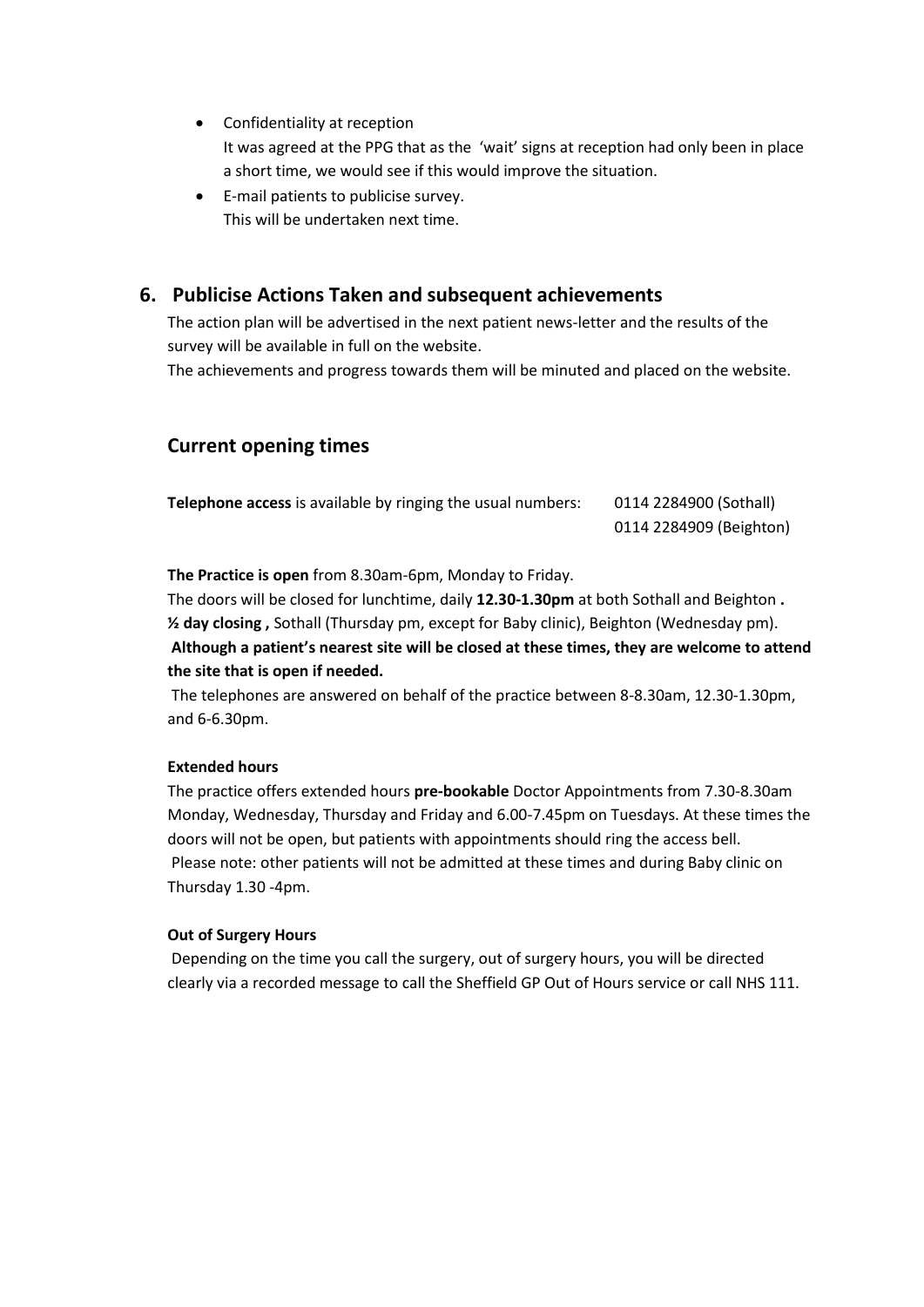- Confidentiality at reception
  It was agreed at the PPG that as the 'wait' signs at reception had only been in place a short time, we would see if this would improve the situation.
- E-mail patients to publicise survey.
  This will be undertaken next time.

## 6. Publicise Actions Taken and subsequent achievements

The action plan will be advertised in the next patient news-letter and the results of the survey will be available in full on the website.

The achievements and progress towards them will be minuted and placed on the website.

## Current opening times

**Telephone access** is available by ringing the usual numbers: 0114 2284900 (Sothall)
0114 2284909 (Beighton)

**The Practice is open** from 8.30am-6pm, Monday to Friday.

The doors will be closed for lunchtime, daily **12.30-1.30pm** at both Sothall and Beighton **.**
**½ day closing ,** Sothall (Thursday pm, except for Baby clinic), Beighton (Wednesday pm).
**Although a patient's nearest site will be closed at these times, they are welcome to attend the site that is open if needed.**

The telephones are answered on behalf of the practice between 8-8.30am, 12.30-1.30pm, and 6-6.30pm.

**Extended hours**

The practice offers extended hours **pre-bookable** Doctor Appointments from 7.30-8.30am Monday, Wednesday, Thursday and Friday and 6.00-7.45pm on Tuesdays. At these times the doors will not be open, but patients with appointments should ring the access bell.
Please note: other patients will not be admitted at these times and during Baby clinic on Thursday 1.30 -4pm.

**Out of Surgery Hours**

Depending on the time you call the surgery, out of surgery hours, you will be directed clearly via a recorded message to call the Sheffield GP Out of Hours service or call NHS 111.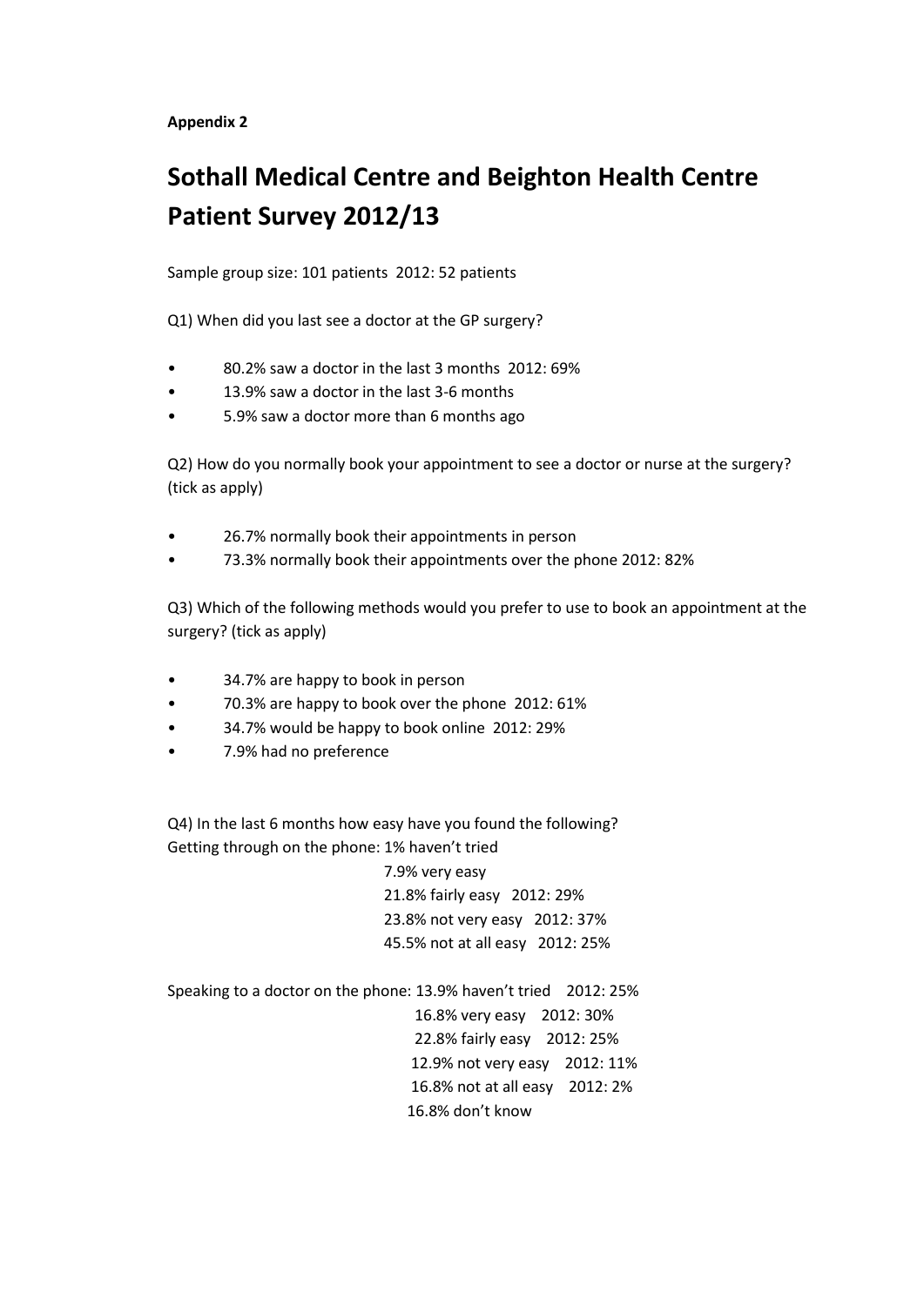**Appendix 2**

# Sothall Medical Centre and Beighton Health Centre Patient Survey 2012/13

Sample group size: 101 patients 2012: 52 patients

Q1) When did you last see a doctor at the GP surgery?

- 80.2% saw a doctor in the last 3 months 2012: 69%
- 13.9% saw a doctor in the last 3-6 months
- 5.9% saw a doctor more than 6 months ago

Q2) How do you normally book your appointment to see a doctor or nurse at the surgery? (tick as apply)

- 26.7% normally book their appointments in person
- 73.3% normally book their appointments over the phone 2012: 82%

Q3) Which of the following methods would you prefer to use to book an appointment at the surgery? (tick as apply)

- 34.7% are happy to book in person
- 70.3% are happy to book over the phone 2012: 61%
- 34.7% would be happy to book online 2012: 29%
- 7.9% had no preference

Q4) In the last 6 months how easy have you found the following?

Getting through on the phone: 1% haven't tried
7.9% very easy
21.8% fairly easy 2012: 29%
23.8% not very easy 2012: 37%
45.5% not at all easy 2012: 25%

Speaking to a doctor on the phone: 13.9% haven't tried 2012: 25%
16.8% very easy 2012: 30%
22.8% fairly easy 2012: 25%
12.9% not very easy 2012: 11%
16.8% not at all easy 2012: 2%
16.8% don't know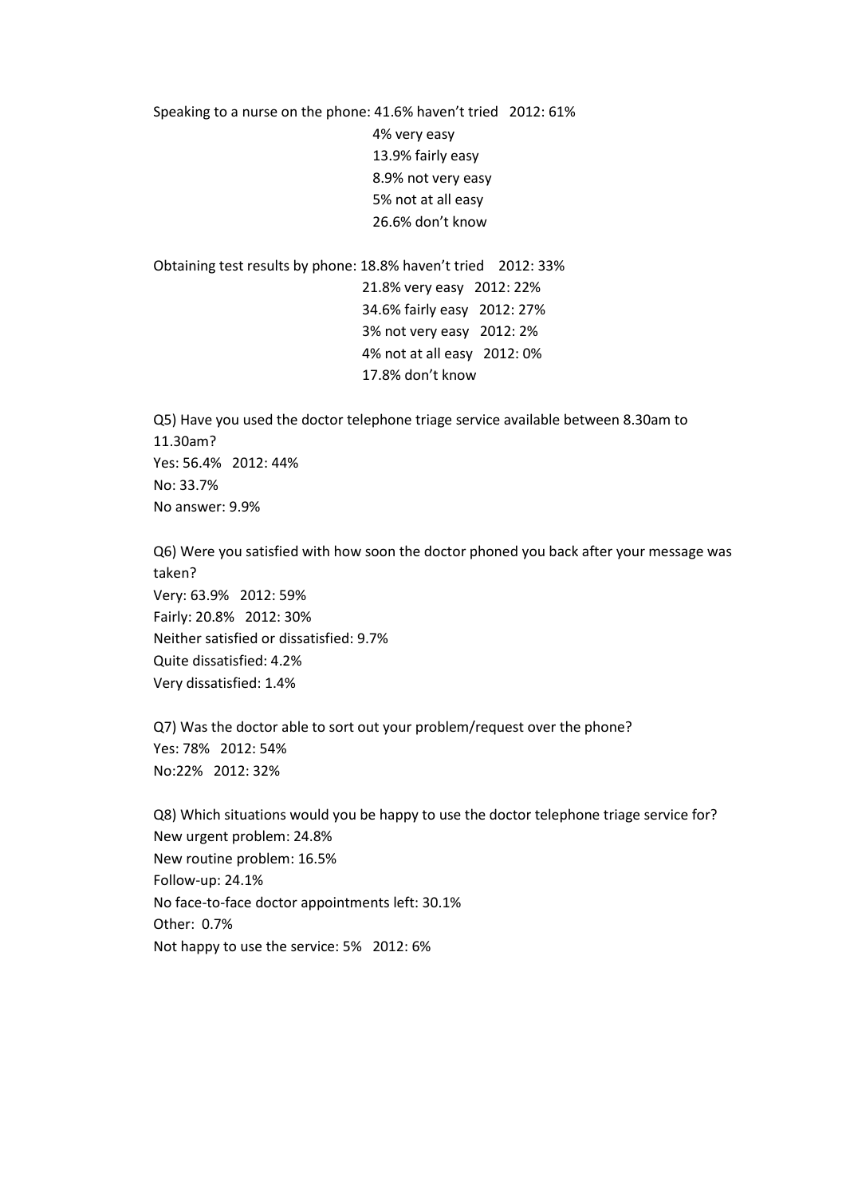Speaking to a nurse on the phone: 41.6% haven't tried 2012: 61%

4% very easy
13.9% fairly easy
8.9% not very easy
5% not at all easy
26.6% don't know

Obtaining test results by phone: 18.8% haven't tried 2012: 33%

21.8% very easy 2012: 22%
34.6% fairly easy 2012: 27%
3% not very easy 2012: 2%
4% not at all easy 2012: 0%
17.8% don't know

Q5) Have you used the doctor telephone triage service available between 8.30am to 11.30am?
Yes: 56.4% 2012: 44%
No: 33.7%
No answer: 9.9%

Q6) Were you satisfied with how soon the doctor phoned you back after your message was taken?
Very: 63.9% 2012: 59%
Fairly: 20.8% 2012: 30%
Neither satisfied or dissatisfied: 9.7%
Quite dissatisfied: 4.2%
Very dissatisfied: 1.4%

Q7) Was the doctor able to sort out your problem/request over the phone?
Yes: 78% 2012: 54%
No:22% 2012: 32%

Q8) Which situations would you be happy to use the doctor telephone triage service for?
New urgent problem: 24.8%
New routine problem: 16.5%
Follow-up: 24.1%
No face-to-face doctor appointments left: 30.1%
Other: 0.7%
Not happy to use the service: 5% 2012: 6%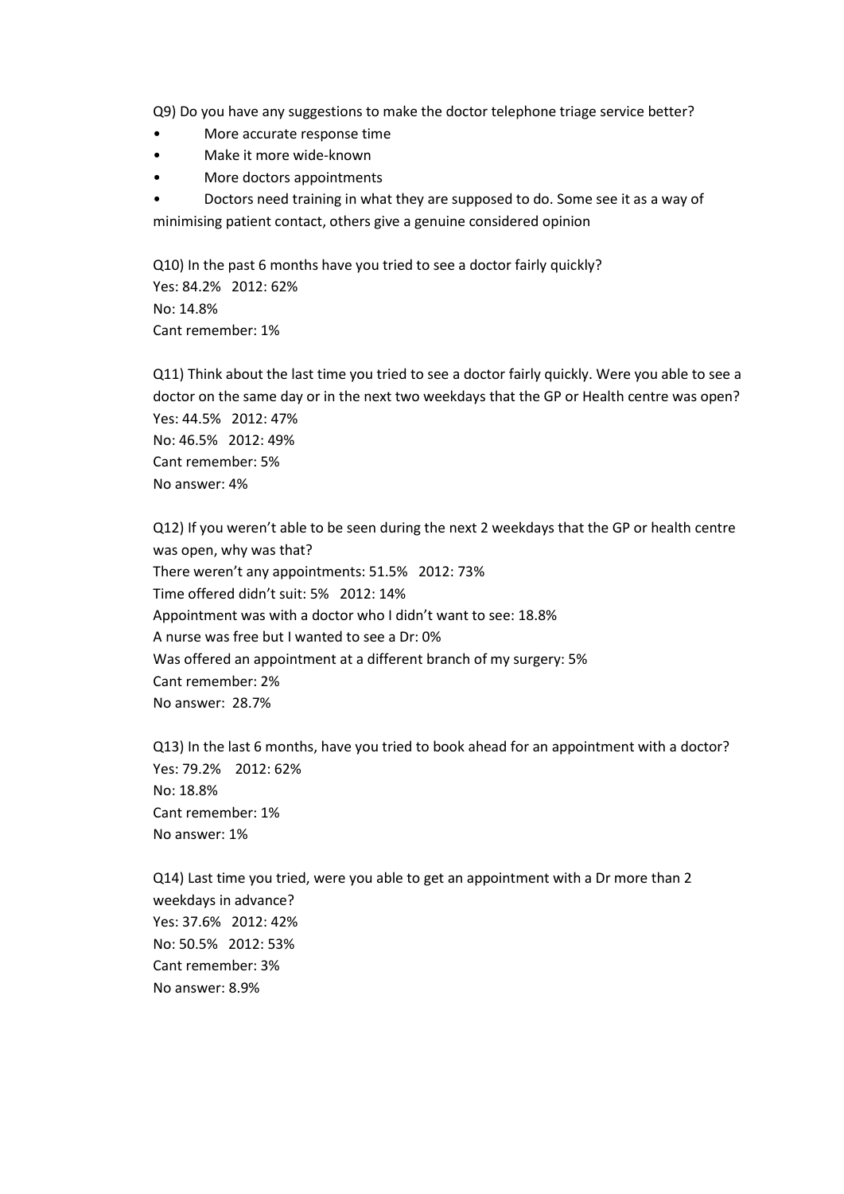Q9) Do you have any suggestions to make the doctor telephone triage service better?

- More accurate response time
- Make it more wide-known
- More doctors appointments
- Doctors need training in what they are supposed to do. Some see it as a way of minimising patient contact, others give a genuine considered opinion

Q10) In the past 6 months have you tried to see a doctor fairly quickly?
Yes: 84.2%   2012: 62%
No: 14.8%
Cant remember: 1%

Q11) Think about the last time you tried to see a doctor fairly quickly. Were you able to see a doctor on the same day or in the next two weekdays that the GP or Health centre was open?
Yes: 44.5%   2012: 47%
No: 46.5%   2012: 49%
Cant remember: 5%
No answer: 4%

Q12) If you weren't able to be seen during the next 2 weekdays that the GP or health centre was open, why was that?
There weren't any appointments: 51.5%   2012: 73%
Time offered didn't suit: 5%   2012: 14%
Appointment was with a doctor who I didn't want to see: 18.8%
A nurse was free but I wanted to see a Dr: 0%
Was offered an appointment at a different branch of my surgery: 5%
Cant remember: 2%
No answer: 28.7%

Q13) In the last 6 months, have you tried to book ahead for an appointment with a doctor?
Yes: 79.2%   2012: 62%
No: 18.8%
Cant remember: 1%
No answer: 1%

Q14) Last time you tried, were you able to get an appointment with a Dr more than 2 weekdays in advance?
Yes: 37.6%   2012: 42%
No: 50.5%   2012: 53%
Cant remember: 3%
No answer: 8.9%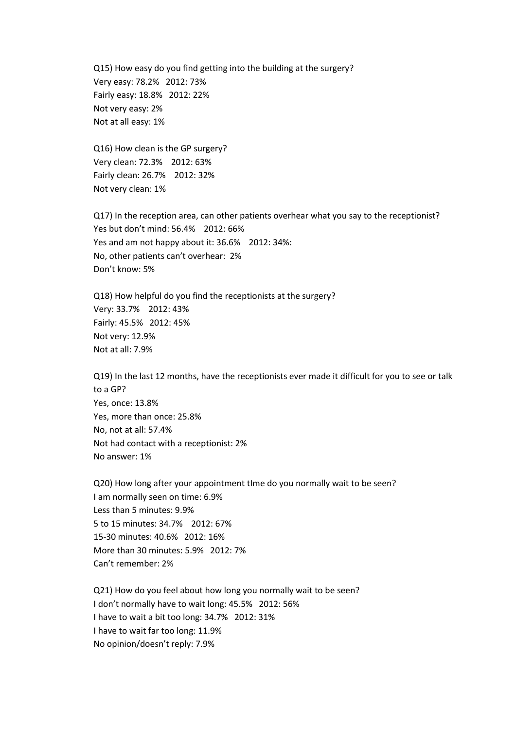Q15) How easy do you find getting into the building at the surgery?
Very easy: 78.2%   2012: 73%
Fairly easy: 18.8%   2012: 22%
Not very easy: 2%
Not at all easy: 1%

Q16) How clean is the GP surgery?
Very clean: 72.3%   2012: 63%
Fairly clean: 26.7%   2012: 32%
Not very clean: 1%

Q17) In the reception area, can other patients overhear what you say to the receptionist?
Yes but don't mind: 56.4%   2012: 66%
Yes and am not happy about it: 36.6%   2012: 34%:
No, other patients can't overhear: 2%
Don't know: 5%

Q18) How helpful do you find the receptionists at the surgery?
Very: 33.7%   2012: 43%
Fairly: 45.5%   2012: 45%
Not very: 12.9%
Not at all: 7.9%

Q19) In the last 12 months, have the receptionists ever made it difficult for you to see or talk to a GP?
Yes, once: 13.8%
Yes, more than once: 25.8%
No, not at all: 57.4%
Not had contact with a receptionist: 2%
No answer: 1%

Q20) How long after your appointment tIme do you normally wait to be seen?
I am normally seen on time: 6.9%
Less than 5 minutes: 9.9%
5 to 15 minutes: 34.7%   2012: 67%
15-30 minutes: 40.6%   2012: 16%
More than 30 minutes: 5.9%   2012: 7%
Can't remember: 2%

Q21) How do you feel about how long you normally wait to be seen?
I don't normally have to wait long: 45.5%   2012: 56%
I have to wait a bit too long: 34.7%   2012: 31%
I have to wait far too long: 11.9%
No opinion/doesn't reply: 7.9%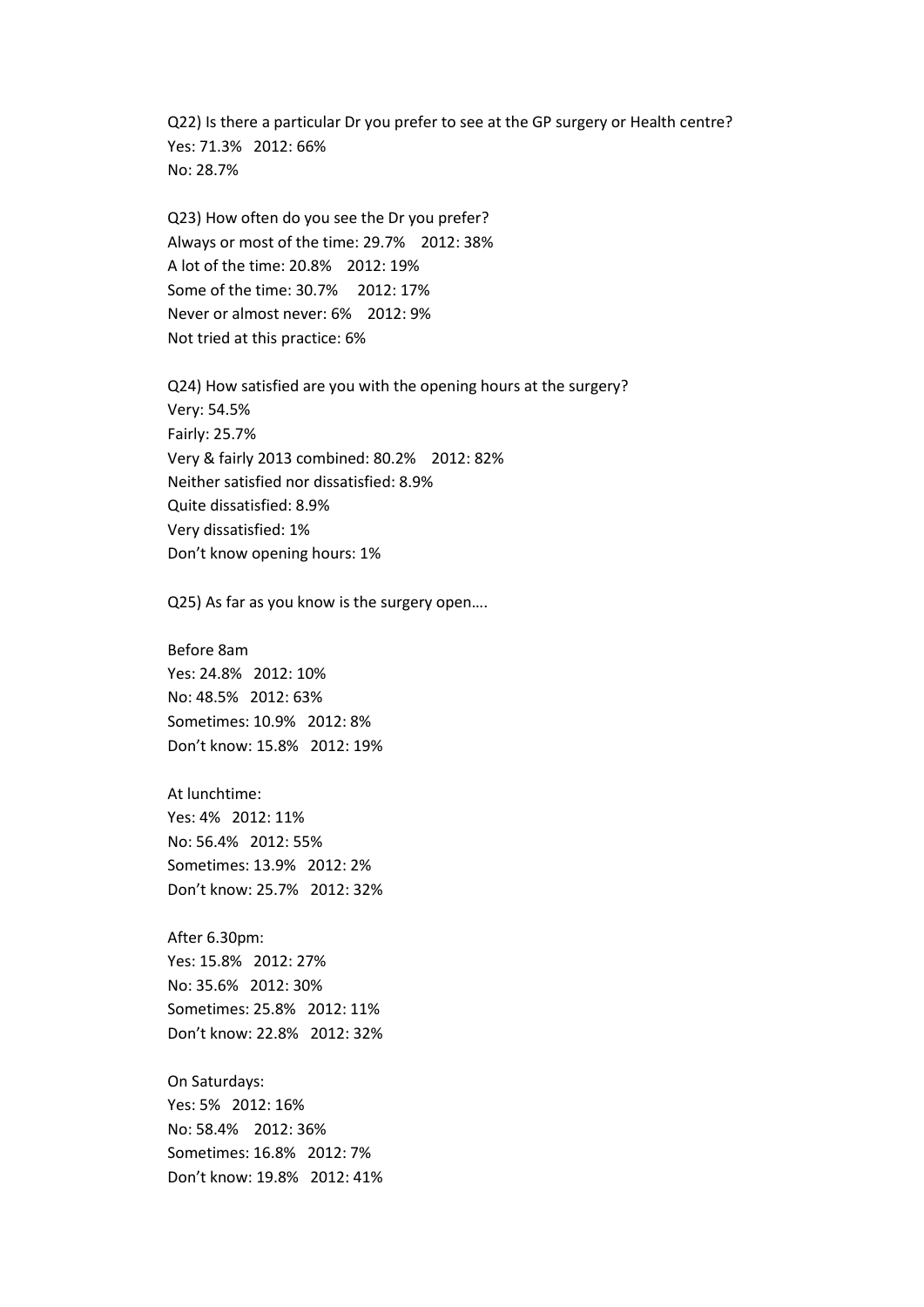Q22) Is there a particular Dr you prefer to see at the GP surgery or Health centre?
Yes: 71.3%   2012: 66%
No: 28.7%

Q23) How often do you see the Dr you prefer?
Always or most of the time: 29.7%   2012: 38%
A lot of the time: 20.8%   2012: 19%
Some of the time: 30.7%   2012: 17%
Never or almost never: 6%   2012: 9%
Not tried at this practice: 6%

Q24) How satisfied are you with the opening hours at the surgery?
Very: 54.5%
Fairly: 25.7%
Very & fairly 2013 combined: 80.2%   2012: 82%
Neither satisfied nor dissatisfied: 8.9%
Quite dissatisfied: 8.9%
Very dissatisfied: 1%
Don't know opening hours: 1%

Q25) As far as you know is the surgery open….

Before 8am
Yes: 24.8%   2012: 10%
No: 48.5%   2012: 63%
Sometimes: 10.9%   2012: 8%
Don't know: 15.8%   2012: 19%

At lunchtime:
Yes: 4%   2012: 11%
No: 56.4%   2012: 55%
Sometimes: 13.9%   2012: 2%
Don't know: 25.7%   2012: 32%

After 6.30pm:
Yes: 15.8%   2012: 27%
No: 35.6%   2012: 30%
Sometimes: 25.8%   2012: 11%
Don't know: 22.8%   2012: 32%

On Saturdays:
Yes: 5%   2012: 16%
No: 58.4%   2012: 36%
Sometimes: 16.8%   2012: 7%
Don't know: 19.8%   2012: 41%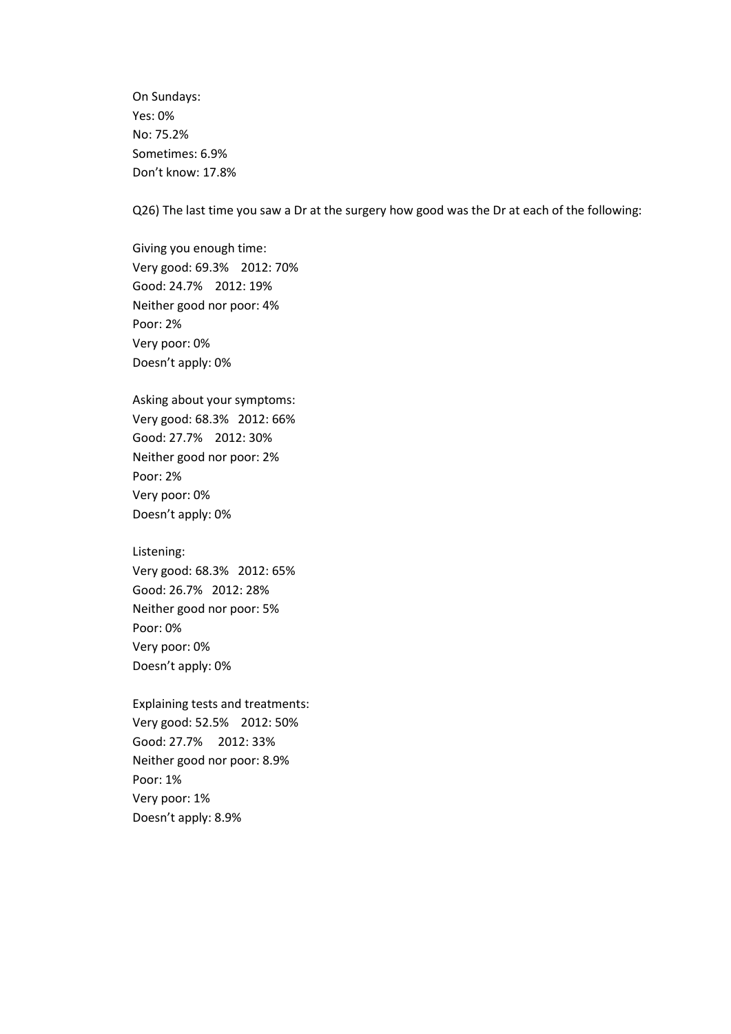On Sundays:
Yes: 0%
No: 75.2%
Sometimes: 6.9%
Don't know: 17.8%

Q26) The last time you saw a Dr at the surgery how good was the Dr at each of the following:

Giving you enough time:
Very good: 69.3%   2012: 70%
Good: 24.7%   2012: 19%
Neither good nor poor: 4%
Poor: 2%
Very poor: 0%
Doesn't apply: 0%

Asking about your symptoms:
Very good: 68.3%   2012: 66%
Good: 27.7%   2012: 30%
Neither good nor poor: 2%
Poor: 2%
Very poor: 0%
Doesn't apply: 0%

Listening:
Very good: 68.3%   2012: 65%
Good: 26.7%   2012: 28%
Neither good nor poor: 5%
Poor: 0%
Very poor: 0%
Doesn't apply: 0%

Explaining tests and treatments:
Very good: 52.5%   2012: 50%
Good: 27.7%   2012: 33%
Neither good nor poor: 8.9%
Poor: 1%
Very poor: 1%
Doesn't apply: 8.9%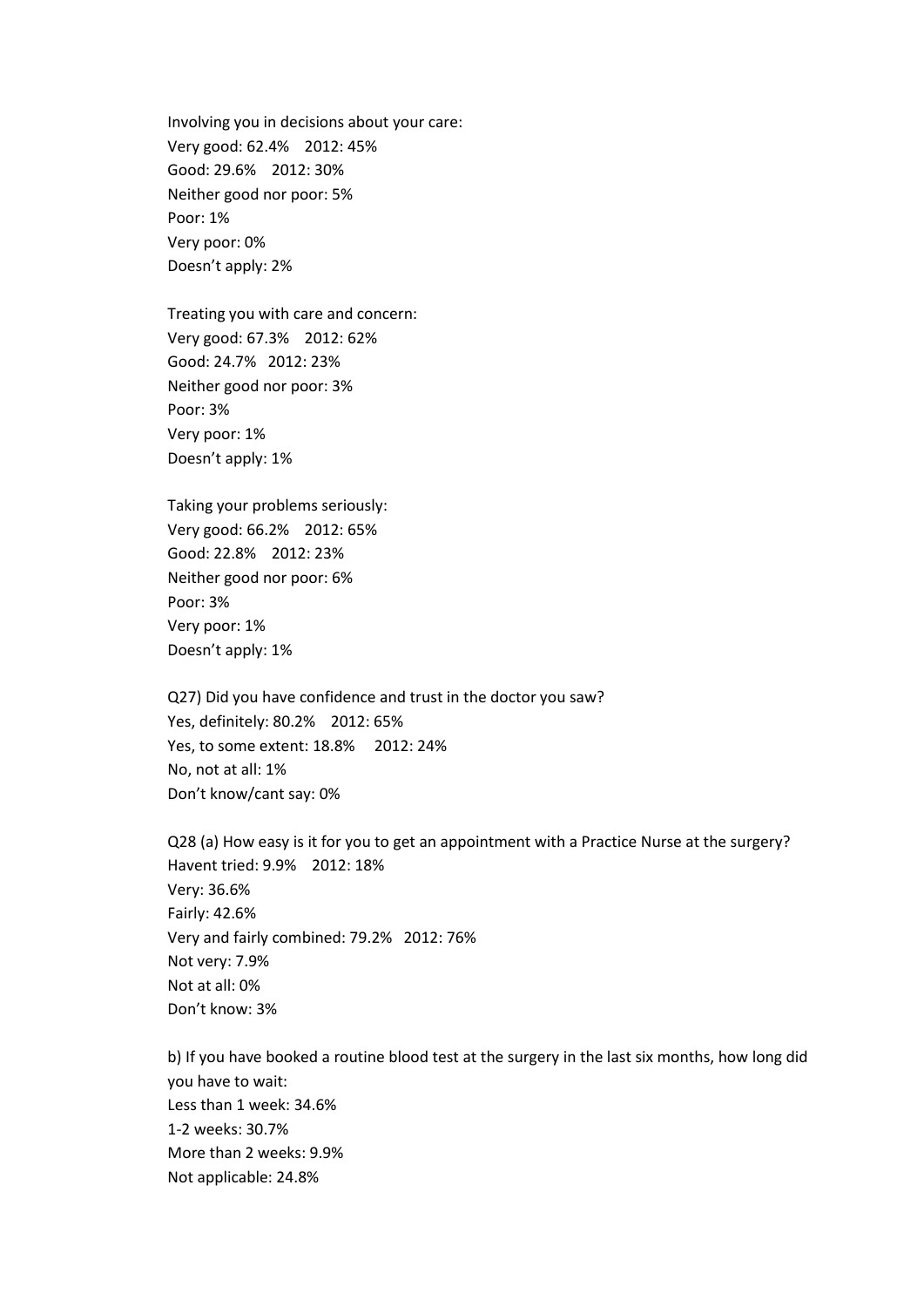Involving you in decisions about your care:
Very good: 62.4%   2012: 45%
Good: 29.6%   2012: 30%
Neither good nor poor: 5%
Poor: 1%
Very poor: 0%
Doesn't apply: 2%

Treating you with care and concern:
Very good: 67.3%   2012: 62%
Good: 24.7%   2012: 23%
Neither good nor poor: 3%
Poor: 3%
Very poor: 1%
Doesn't apply: 1%

Taking your problems seriously:
Very good: 66.2%   2012: 65%
Good: 22.8%   2012: 23%
Neither good nor poor: 6%
Poor: 3%
Very poor: 1%
Doesn't apply: 1%

Q27) Did you have confidence and trust in the doctor you saw?
Yes, definitely: 80.2%   2012: 65%
Yes, to some extent: 18.8%   2012: 24%
No, not at all: 1%
Don't know/cant say: 0%

Q28 (a) How easy is it for you to get an appointment with a Practice Nurse at the surgery?
Havent tried: 9.9%   2012: 18%
Very: 36.6%
Fairly: 42.6%
Very and fairly combined: 79.2%   2012: 76%
Not very: 7.9%
Not at all: 0%
Don't know: 3%

b) If you have booked a routine blood test at the surgery in the last six months, how long did you have to wait:
Less than 1 week: 34.6%
1-2 weeks: 30.7%
More than 2 weeks: 9.9%
Not applicable: 24.8%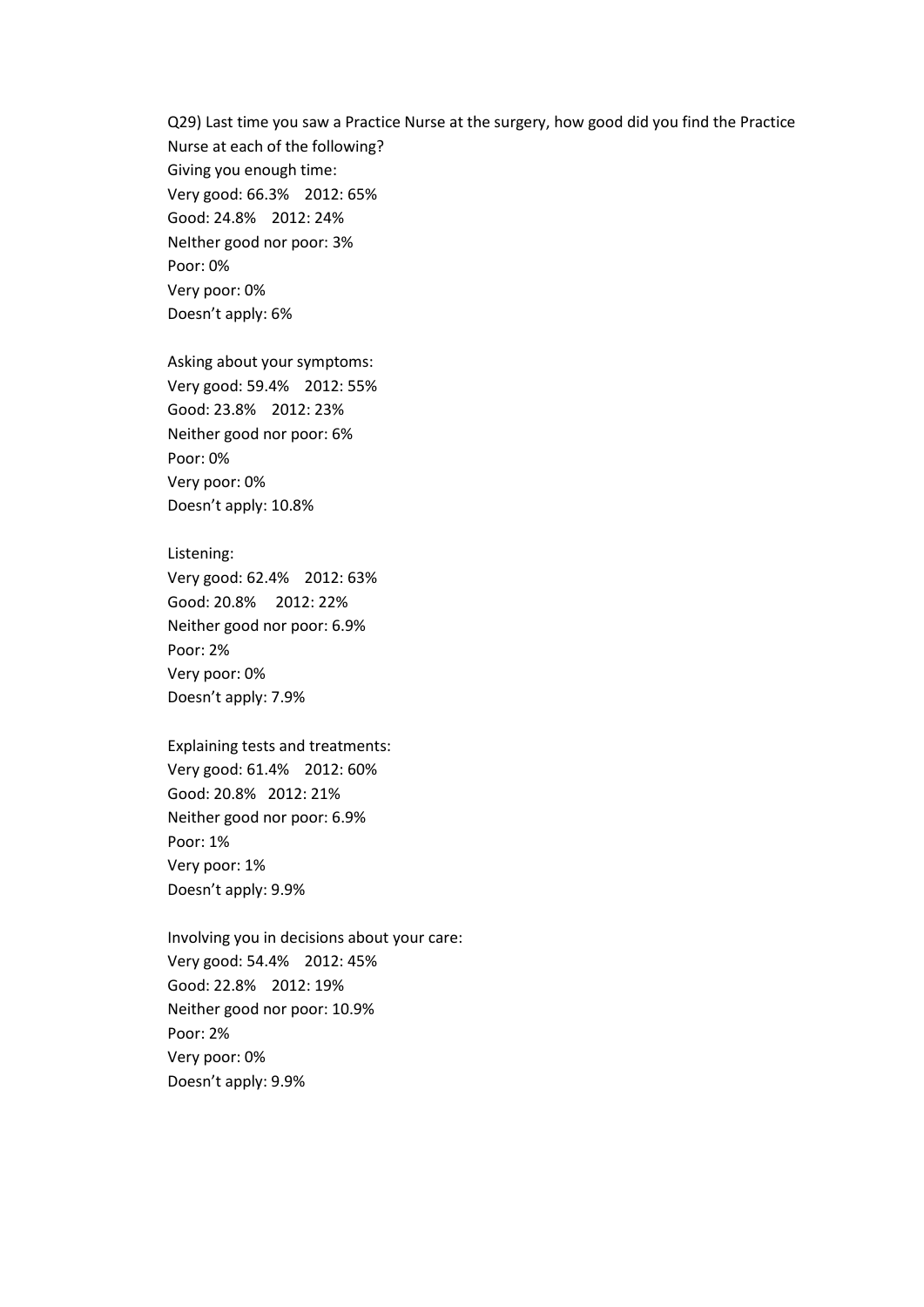Q29) Last time you saw a Practice Nurse at the surgery, how good did you find the Practice Nurse at each of the following?

Giving you enough time:
Very good: 66.3%    2012: 65%
Good: 24.8%    2012: 24%
NeIther good nor poor: 3%
Poor: 0%
Very poor: 0%
Doesn't apply: 6%

Asking about your symptoms:
Very good: 59.4%    2012: 55%
Good: 23.8%    2012: 23%
Neither good nor poor: 6%
Poor: 0%
Very poor: 0%
Doesn't apply: 10.8%

Listening:
Very good: 62.4%    2012: 63%
Good: 20.8%    2012: 22%
Neither good nor poor: 6.9%
Poor: 2%
Very poor: 0%
Doesn't apply: 7.9%

Explaining tests and treatments:
Very good: 61.4%    2012: 60%
Good: 20.8%    2012: 21%
Neither good nor poor: 6.9%
Poor: 1%
Very poor: 1%
Doesn't apply: 9.9%

Involving you in decisions about your care:
Very good: 54.4%    2012: 45%
Good: 22.8%    2012: 19%
Neither good nor poor: 10.9%
Poor: 2%
Very poor: 0%
Doesn't apply: 9.9%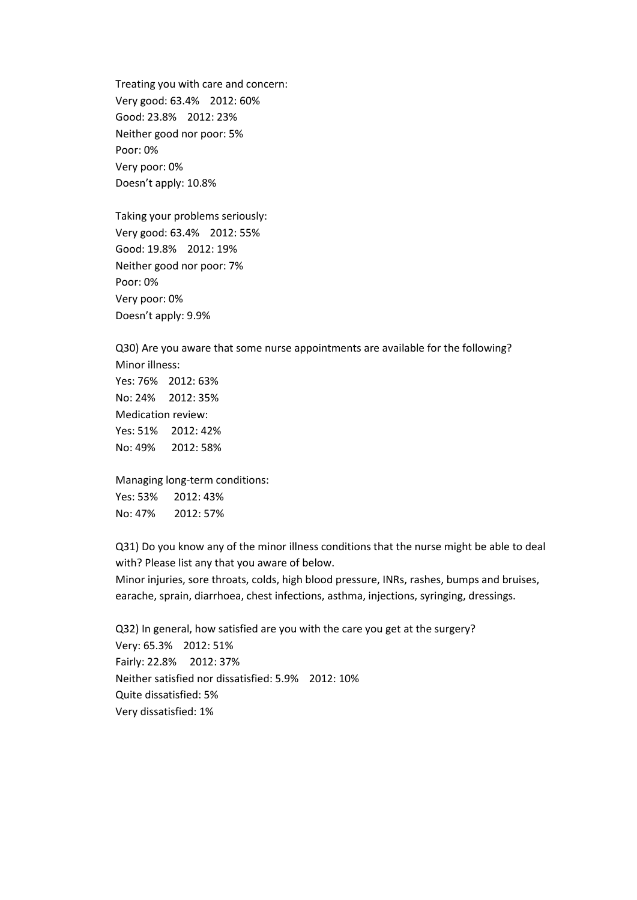Treating you with care and concern:
Very good: 63.4%    2012: 60%
Good: 23.8%    2012: 23%
Neither good nor poor: 5%
Poor: 0%
Very poor: 0%
Doesn't apply: 10.8%

Taking your problems seriously:
Very good: 63.4%    2012: 55%
Good: 19.8%    2012: 19%
Neither good nor poor: 7%
Poor: 0%
Very poor: 0%
Doesn't apply: 9.9%

Q30) Are you aware that some nurse appointments are available for the following?
Minor illness:
Yes: 76%    2012: 63%
No: 24%    2012: 35%
Medication review:
Yes: 51%    2012: 42%
No: 49%    2012: 58%

Managing long-term conditions:
Yes: 53%    2012: 43%
No: 47%    2012: 57%

Q31) Do you know any of the minor illness conditions that the nurse might be able to deal with? Please list any that you aware of below.
Minor injuries, sore throats, colds, high blood pressure, INRs, rashes, bumps and bruises, earache, sprain, diarrhoea, chest infections, asthma, injections, syringing, dressings.

Q32) In general, how satisfied are you with the care you get at the surgery?
Very: 65.3%    2012: 51%
Fairly: 22.8%    2012: 37%
Neither satisfied nor dissatisfied: 5.9%    2012: 10%
Quite dissatisfied: 5%
Very dissatisfied: 1%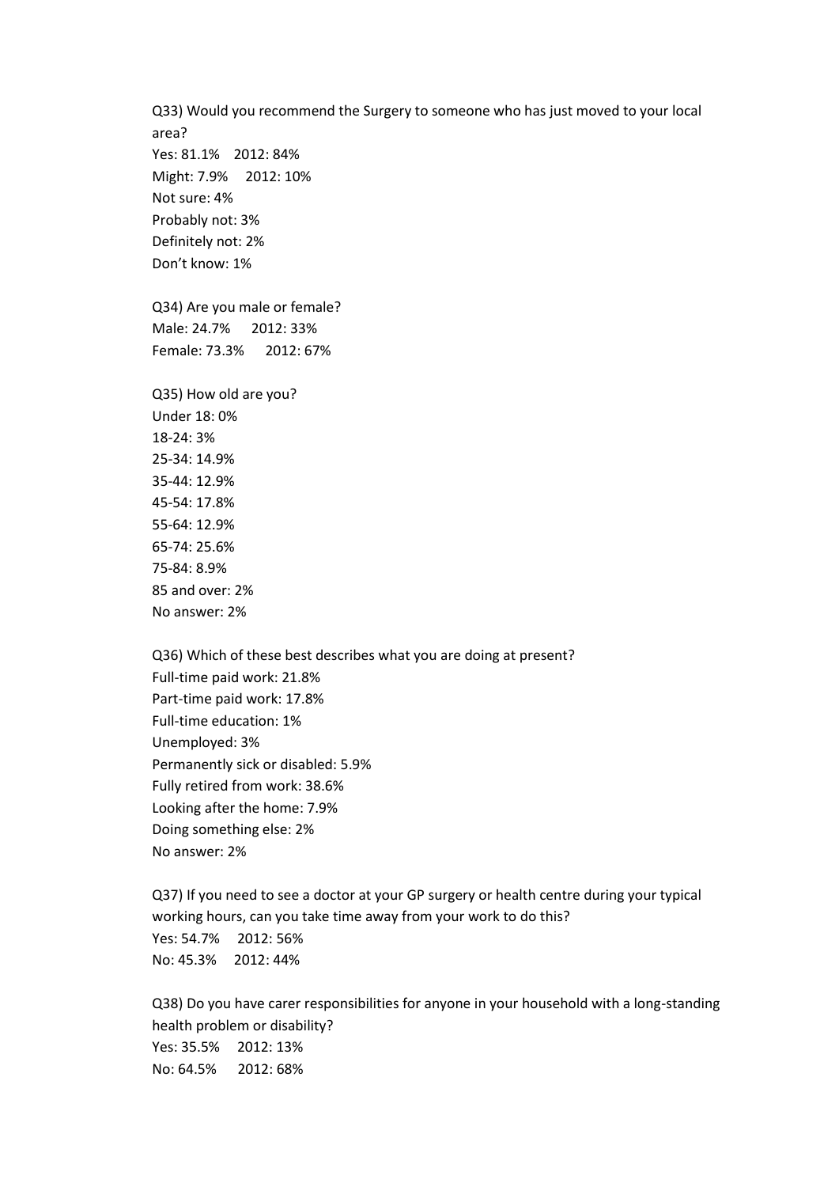Q33) Would you recommend the Surgery to someone who has just moved to your local area?

Yes: 81.1% 2012: 84%
Might: 7.9% 2012: 10%
Not sure: 4%
Probably not: 3%
Definitely not: 2%
Don't know: 1%

Q34) Are you male or female?

Male: 24.7% 2012: 33%
Female: 73.3% 2012: 67%

Q35) How old are you?

Under 18: 0%
18-24: 3%
25-34: 14.9%
35-44: 12.9%
45-54: 17.8%
55-64: 12.9%
65-74: 25.6%
75-84: 8.9%
85 and over: 2%
No answer: 2%

Q36) Which of these best describes what you are doing at present?

Full-time paid work: 21.8%
Part-time paid work: 17.8%
Full-time education: 1%
Unemployed: 3%
Permanently sick or disabled: 5.9%
Fully retired from work: 38.6%
Looking after the home: 7.9%
Doing something else: 2%
No answer: 2%

Q37) If you need to see a doctor at your GP surgery or health centre during your typical working hours, can you take time away from your work to do this?

Yes: 54.7% 2012: 56%
No: 45.3% 2012: 44%

Q38) Do you have carer responsibilities for anyone in your household with a long-standing health problem or disability?

Yes: 35.5% 2012: 13%
No: 64.5% 2012: 68%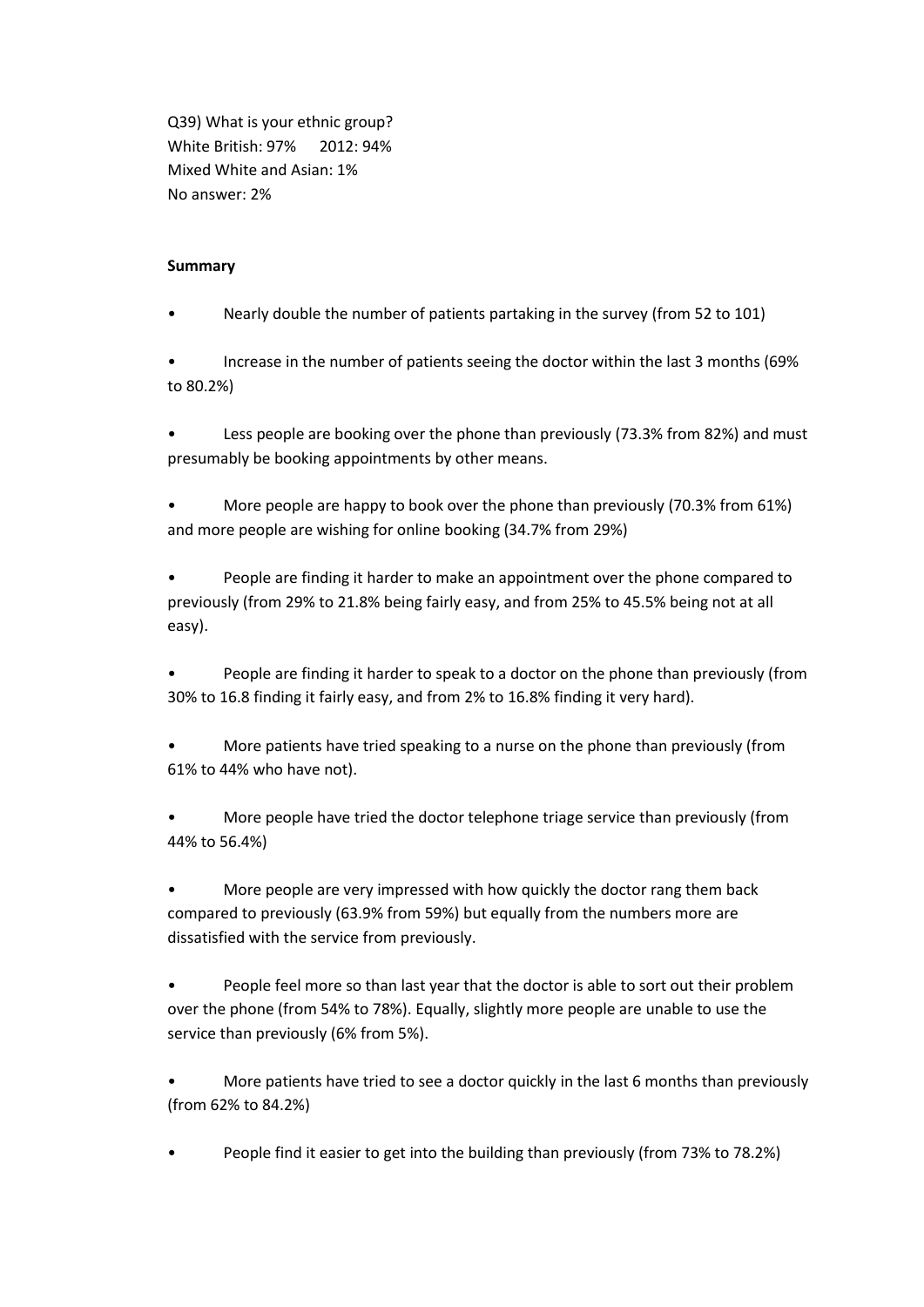Q39) What is your ethnic group?
White British: 97%     2012: 94%
Mixed White and Asian: 1%
No answer: 2%

**Summary**

- Nearly double the number of patients partaking in the survey (from 52 to 101)

- Increase in the number of patients seeing the doctor within the last 3 months (69% to 80.2%)

- Less people are booking over the phone than previously (73.3% from 82%) and must presumably be booking appointments by other means.

- More people are happy to book over the phone than previously (70.3% from 61%) and more people are wishing for online booking (34.7% from 29%)

- People are finding it harder to make an appointment over the phone compared to previously (from 29% to 21.8% being fairly easy, and from 25% to 45.5% being not at all easy).

- People are finding it harder to speak to a doctor on the phone than previously (from 30% to 16.8 finding it fairly easy, and from 2% to 16.8% finding it very hard).

- More patients have tried speaking to a nurse on the phone than previously (from 61% to 44% who have not).

- More people have tried the doctor telephone triage service than previously (from 44% to 56.4%)

- More people are very impressed with how quickly the doctor rang them back compared to previously (63.9% from 59%) but equally from the numbers more are dissatisfied with the service from previously.

- People feel more so than last year that the doctor is able to sort out their problem over the phone (from 54% to 78%). Equally, slightly more people are unable to use the service than previously (6% from 5%).

- More patients have tried to see a doctor quickly in the last 6 months than previously (from 62% to 84.2%)

- People find it easier to get into the building than previously (from 73% to 78.2%)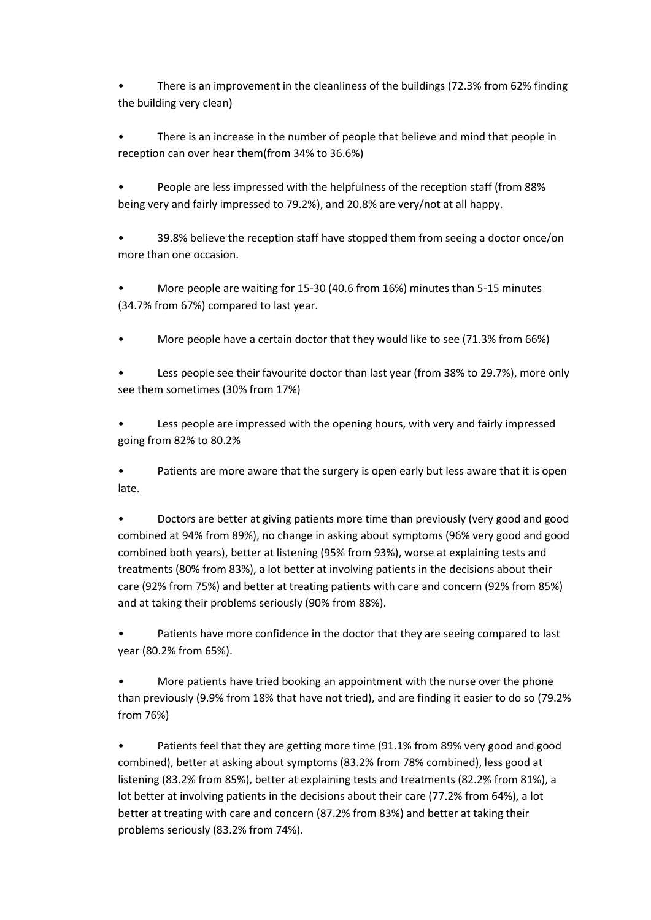- There is an improvement in the cleanliness of the buildings (72.3% from 62% finding the building very clean)

- There is an increase in the number of people that believe and mind that people in reception can over hear them(from 34% to 36.6%)

- People are less impressed with the helpfulness of the reception staff (from 88% being very and fairly impressed to 79.2%), and 20.8% are very/not at all happy.

- 39.8% believe the reception staff have stopped them from seeing a doctor once/on more than one occasion.

- More people are waiting for 15-30 (40.6 from 16%) minutes than 5-15 minutes (34.7% from 67%) compared to last year.

- More people have a certain doctor that they would like to see (71.3% from 66%)

- Less people see their favourite doctor than last year (from 38% to 29.7%), more only see them sometimes (30% from 17%)

- Less people are impressed with the opening hours, with very and fairly impressed going from 82% to 80.2%

- Patients are more aware that the surgery is open early but less aware that it is open late.

- Doctors are better at giving patients more time than previously (very good and good combined at 94% from 89%), no change in asking about symptoms (96% very good and good combined both years), better at listening (95% from 93%), worse at explaining tests and treatments (80% from 83%), a lot better at involving patients in the decisions about their care (92% from 75%) and better at treating patients with care and concern (92% from 85%) and at taking their problems seriously (90% from 88%).

- Patients have more confidence in the doctor that they are seeing compared to last year (80.2% from 65%).

- More patients have tried booking an appointment with the nurse over the phone than previously (9.9% from 18% that have not tried), and are finding it easier to do so (79.2% from 76%)

- Patients feel that they are getting more time (91.1% from 89% very good and good combined), better at asking about symptoms (83.2% from 78% combined), less good at listening (83.2% from 85%), better at explaining tests and treatments (82.2% from 81%), a lot better at involving patients in the decisions about their care (77.2% from 64%), a lot better at treating with care and concern (87.2% from 83%) and better at taking their problems seriously (83.2% from 74%).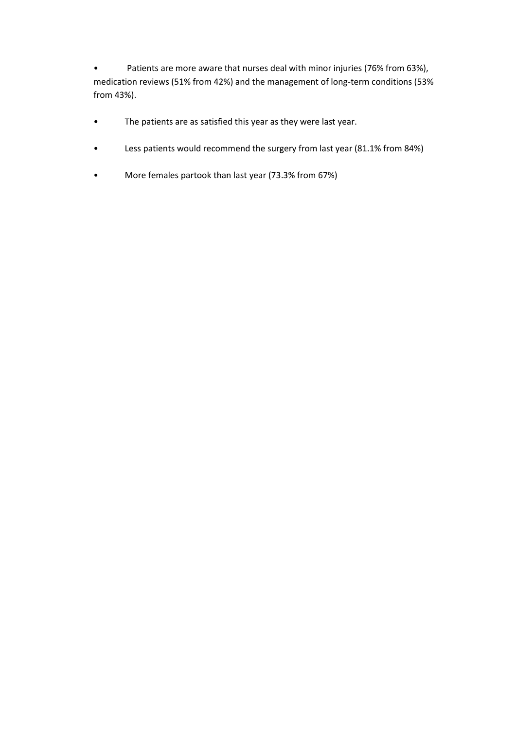- Patients are more aware that nurses deal with minor injuries (76% from 63%), medication reviews (51% from 42%) and the management of long-term conditions (53% from 43%).

- The patients are as satisfied this year as they were last year.

- Less patients would recommend the surgery from last year (81.1% from 84%)

- More females partook than last year (73.3% from 67%)